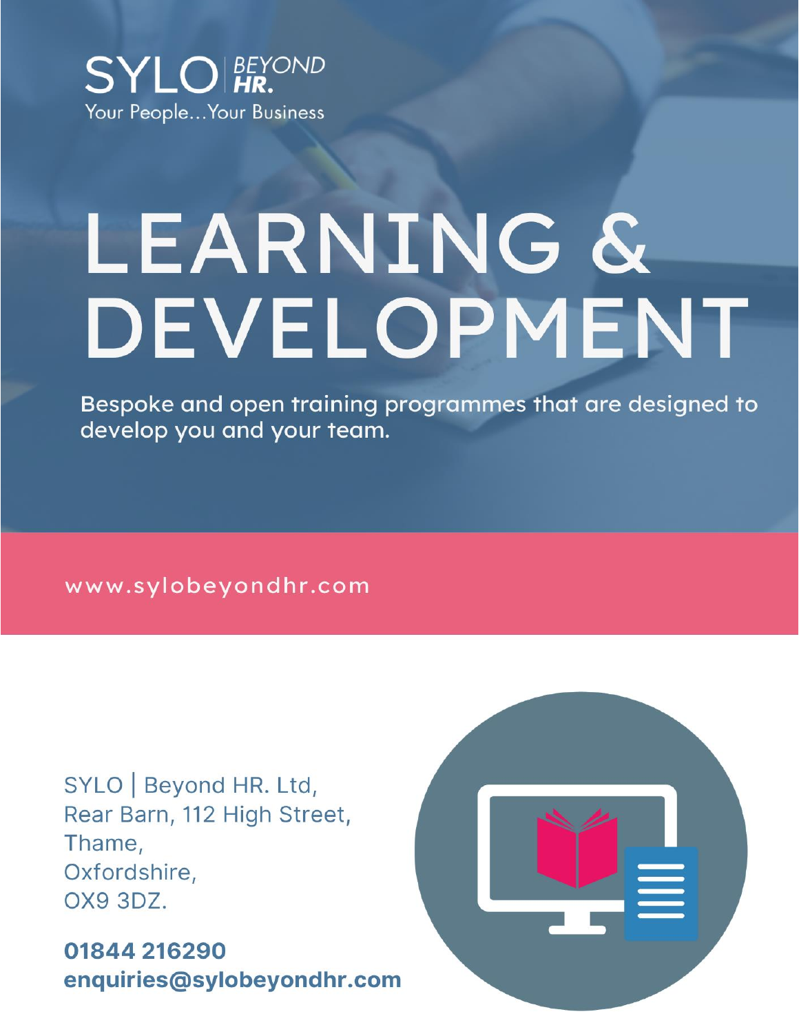SYLO | BEYOND HR.

Your People... Your Business

# LEARNING & DEVELOPMENT

Bespoke and open training programmes that are designed to develop you and your team.

www.sylobeyondhr.com

SYLO | Beyond HR. Ltd,
Rear Barn, 112 High Street,
Thame,
Oxfordshire,
OX9 3DZ.

**01844 216290**
**enquiries@sylobeyondhr.com**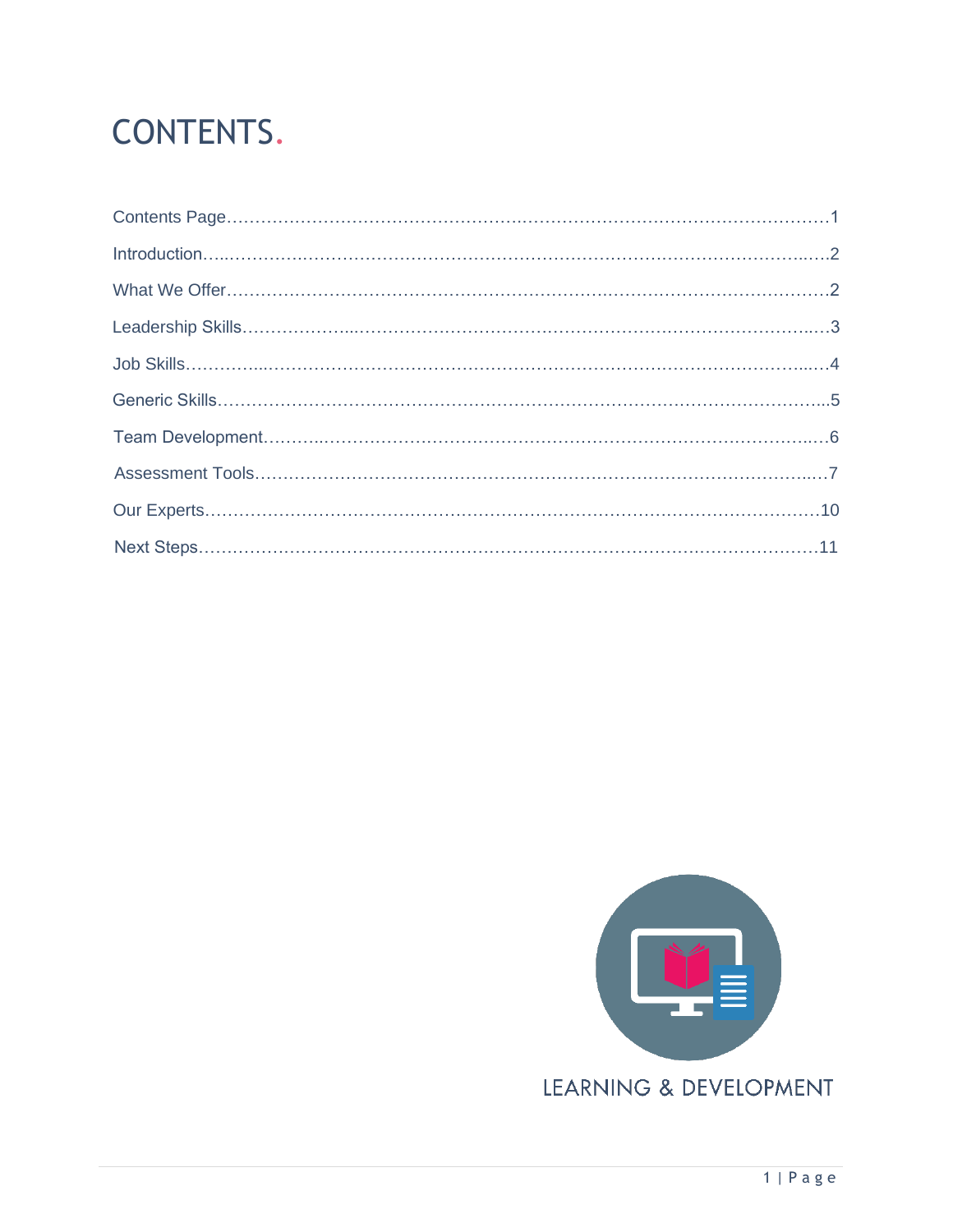# CONTENTS.

Contents Page……………………………………………………………………………………1

Introduction……………………………………………………………………………………2

What We Offer……………………………………………………………………………………2

Leadership Skills……………………………………………………………………………………3

Job Skills……………………………………………………………………………………4

Generic Skills……………………………………………………………………………………5

Team Development……………………………………………………………………………………6

Assessment Tools……………………………………………………………………………………7

Our Experts……………………………………………………………………………………10

Next Steps……………………………………………………………………………………11

LEARNING & DEVELOPMENT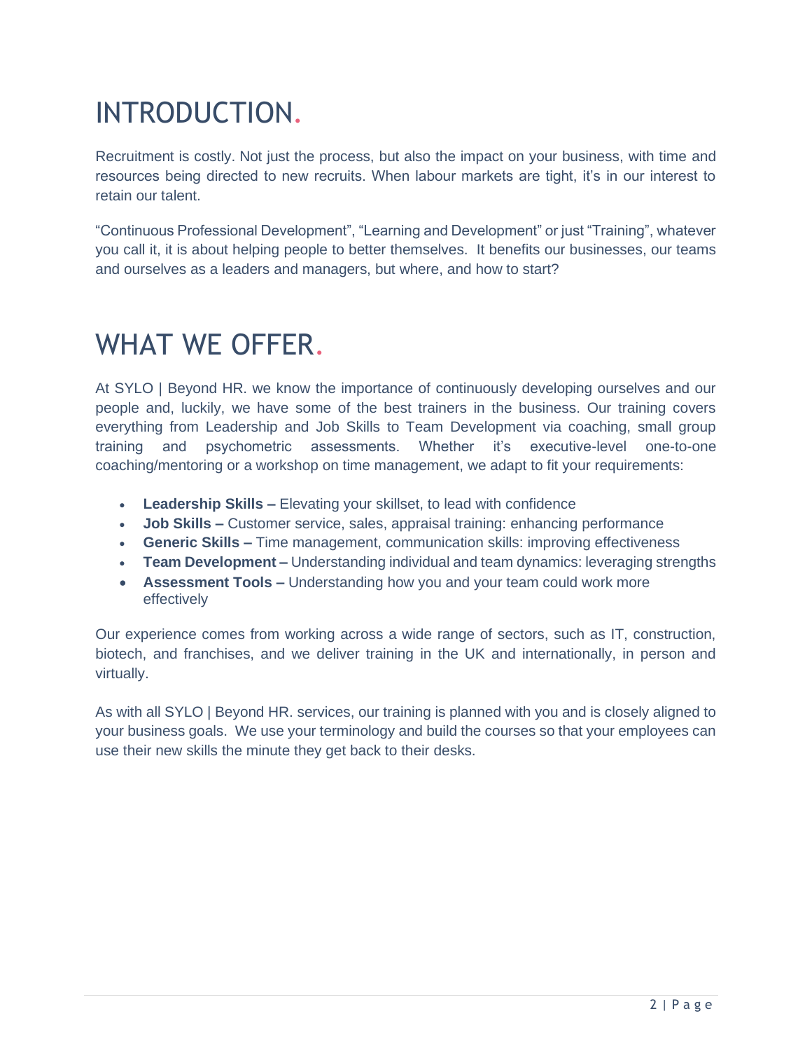# INTRODUCTION.

Recruitment is costly. Not just the process, but also the impact on your business, with time and resources being directed to new recruits. When labour markets are tight, it's in our interest to retain our talent.

"Continuous Professional Development", "Learning and Development" or just "Training", whatever you call it, it is about helping people to better themselves. It benefits our businesses, our teams and ourselves as a leaders and managers, but where, and how to start?

# WHAT WE OFFER.

At SYLO | Beyond HR. we know the importance of continuously developing ourselves and our people and, luckily, we have some of the best trainers in the business. Our training covers everything from Leadership and Job Skills to Team Development via coaching, small group training and psychometric assessments. Whether it's executive-level one-to-one coaching/mentoring or a workshop on time management, we adapt to fit your requirements:

- **Leadership Skills –** Elevating your skillset, to lead with confidence
- **Job Skills –** Customer service, sales, appraisal training: enhancing performance
- **Generic Skills –** Time management, communication skills: improving effectiveness
- **Team Development –** Understanding individual and team dynamics: leveraging strengths
- **Assessment Tools –** Understanding how you and your team could work more effectively

Our experience comes from working across a wide range of sectors, such as IT, construction, biotech, and franchises, and we deliver training in the UK and internationally, in person and virtually.

As with all SYLO | Beyond HR. services, our training is planned with you and is closely aligned to your business goals. We use your terminology and build the courses so that your employees can use their new skills the minute they get back to their desks.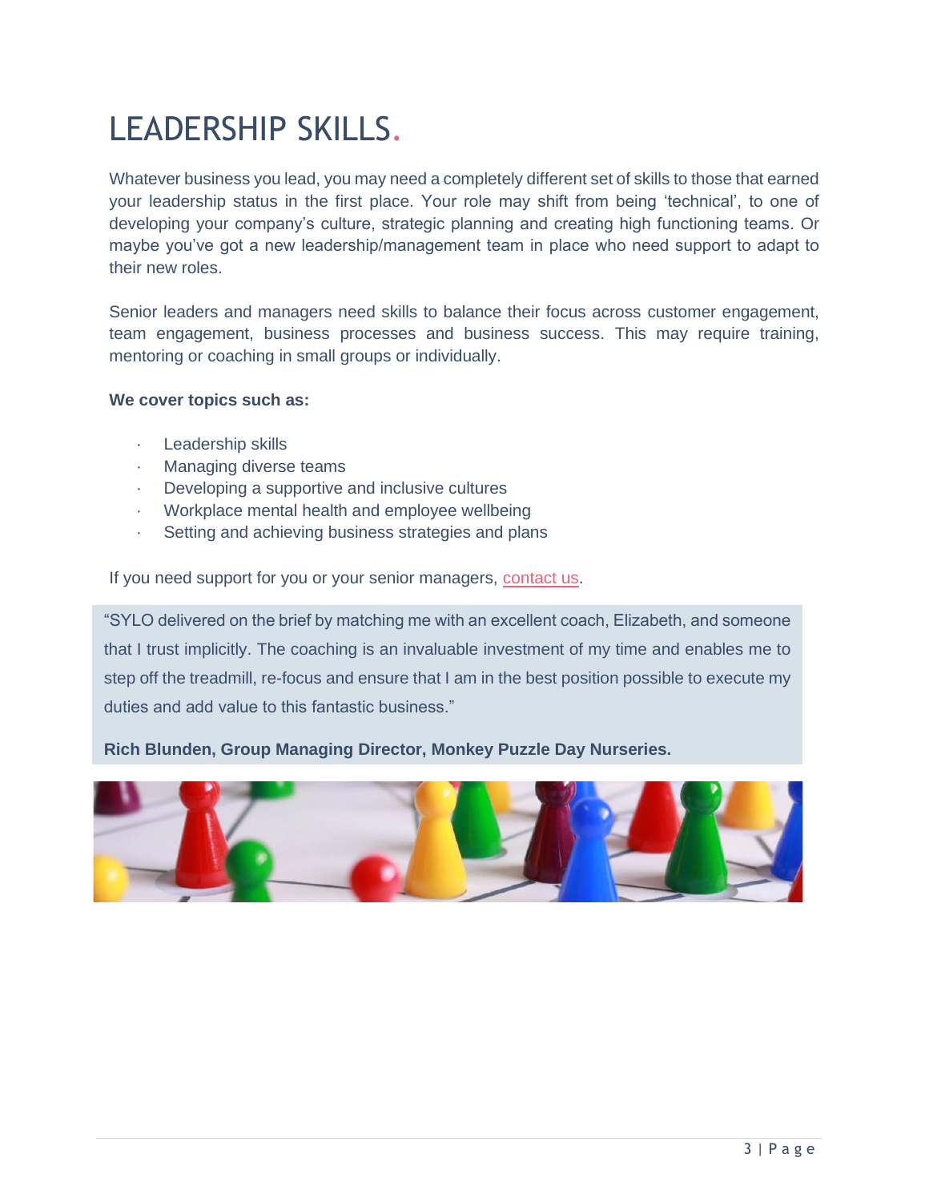# LEADERSHIP SKILLS.

Whatever business you lead, you may need a completely different set of skills to those that earned your leadership status in the first place. Your role may shift from being 'technical', to one of developing your company's culture, strategic planning and creating high functioning teams. Or maybe you've got a new leadership/management team in place who need support to adapt to their new roles.

Senior leaders and managers need skills to balance their focus across customer engagement, team engagement, business processes and business success. This may require training, mentoring or coaching in small groups or individually.

**We cover topics such as:**

- Leadership skills
- Managing diverse teams
- Developing a supportive and inclusive cultures
- Workplace mental health and employee wellbeing
- Setting and achieving business strategies and plans

If you need support for you or your senior managers, contact us.

"SYLO delivered on the brief by matching me with an excellent coach, Elizabeth, and someone that I trust implicitly. The coaching is an invaluable investment of my time and enables me to step off the treadmill, re-focus and ensure that I am in the best position possible to execute my duties and add value to this fantastic business."

**Rich Blunden, Group Managing Director, Monkey Puzzle Day Nurseries.**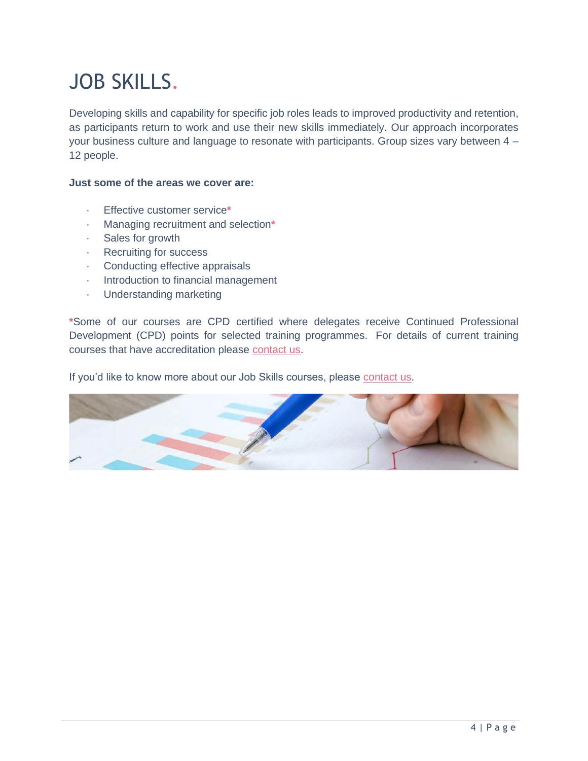# JOB SKILLS.

Developing skills and capability for specific job roles leads to improved productivity and retention, as participants return to work and use their new skills immediately. Our approach incorporates your business culture and language to resonate with participants. Group sizes vary between 4 – 12 people.

**Just some of the areas we cover are:**

- Effective customer service*
- Managing recruitment and selection*
- Sales for growth
- Recruiting for success
- Conducting effective appraisals
- Introduction to financial management
- Understanding marketing

*Some of our courses are CPD certified where delegates receive Continued Professional Development (CPD) points for selected training programmes. For details of current training courses that have accreditation please contact us.

If you'd like to know more about our Job Skills courses, please contact us.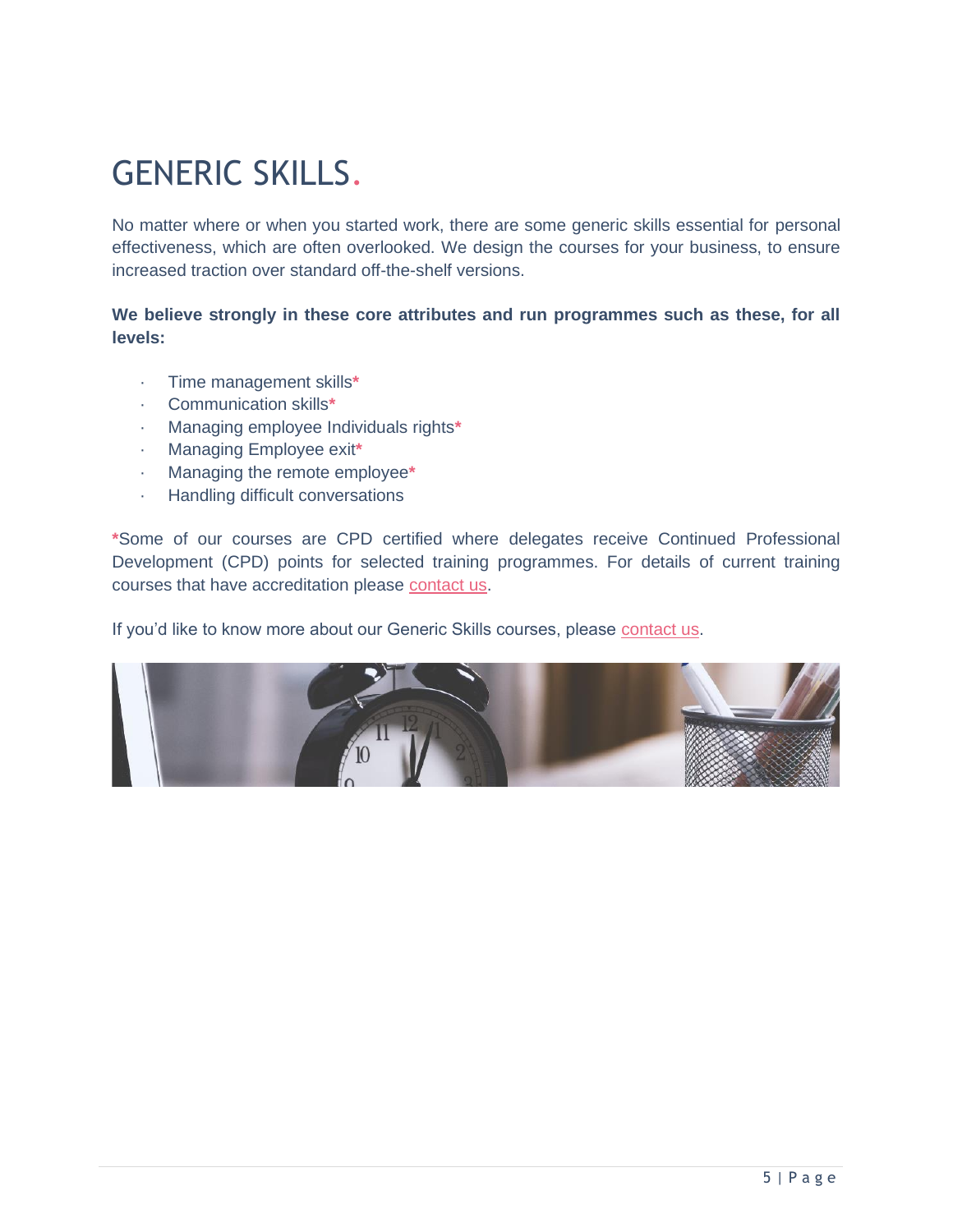# GENERIC SKILLS.

No matter where or when you started work, there are some generic skills essential for personal effectiveness, which are often overlooked. We design the courses for your business, to ensure increased traction over standard off-the-shelf versions.

**We believe strongly in these core attributes and run programmes such as these, for all levels:**

- Time management skills*
- Communication skills*
- Managing employee Individuals rights*
- Managing Employee exit*
- Managing the remote employee*
- Handling difficult conversations

*Some of our courses are CPD certified where delegates receive Continued Professional Development (CPD) points for selected training programmes. For details of current training courses that have accreditation please contact us.

If you'd like to know more about our Generic Skills courses, please contact us.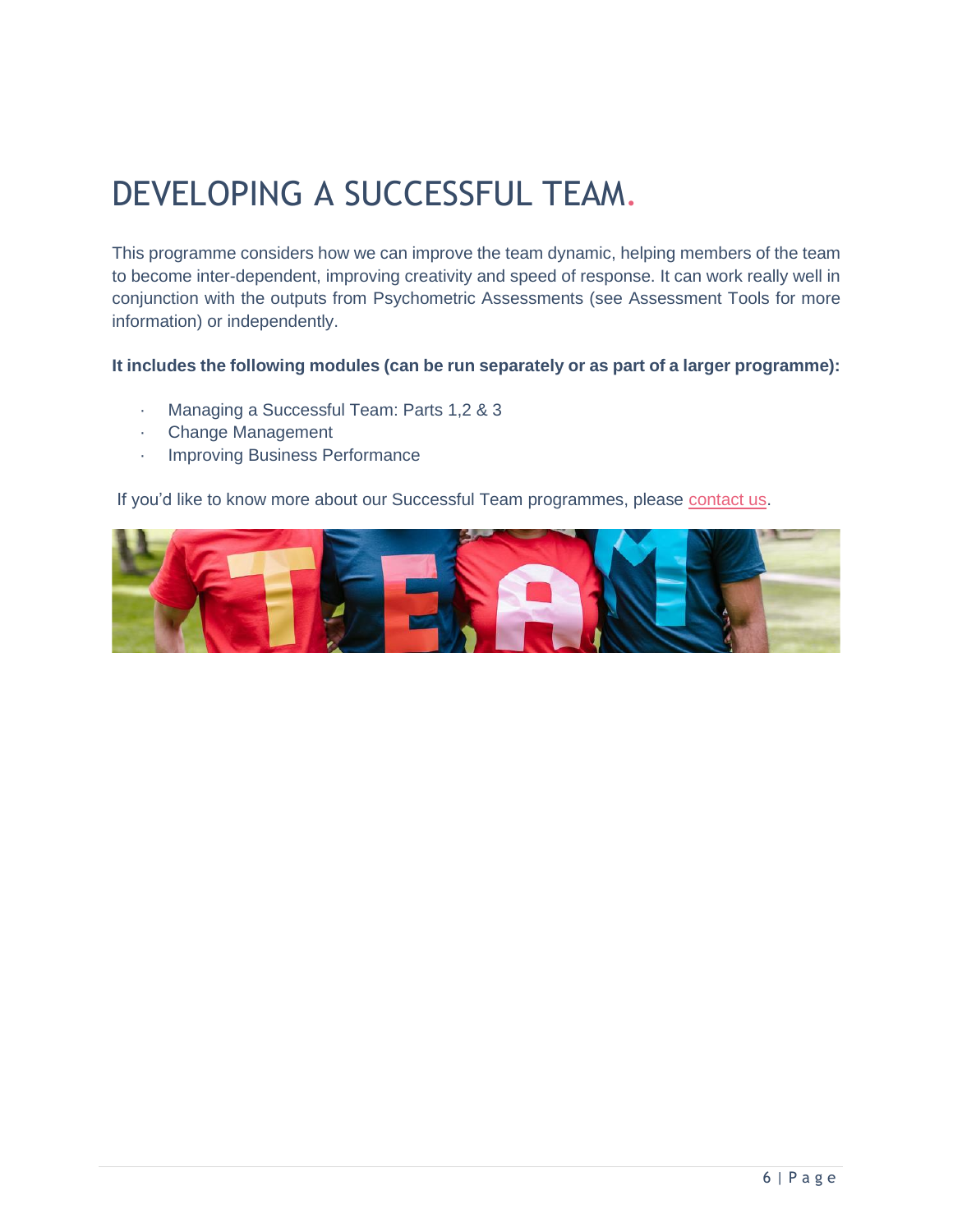# DEVELOPING A SUCCESSFUL TEAM.

This programme considers how we can improve the team dynamic, helping members of the team to become inter-dependent, improving creativity and speed of response. It can work really well in conjunction with the outputs from Psychometric Assessments (see Assessment Tools for more information) or independently.

**It includes the following modules (can be run separately or as part of a larger programme):**

- Managing a Successful Team: Parts 1,2 & 3
- Change Management
- Improving Business Performance

If you'd like to know more about our Successful Team programmes, please contact us.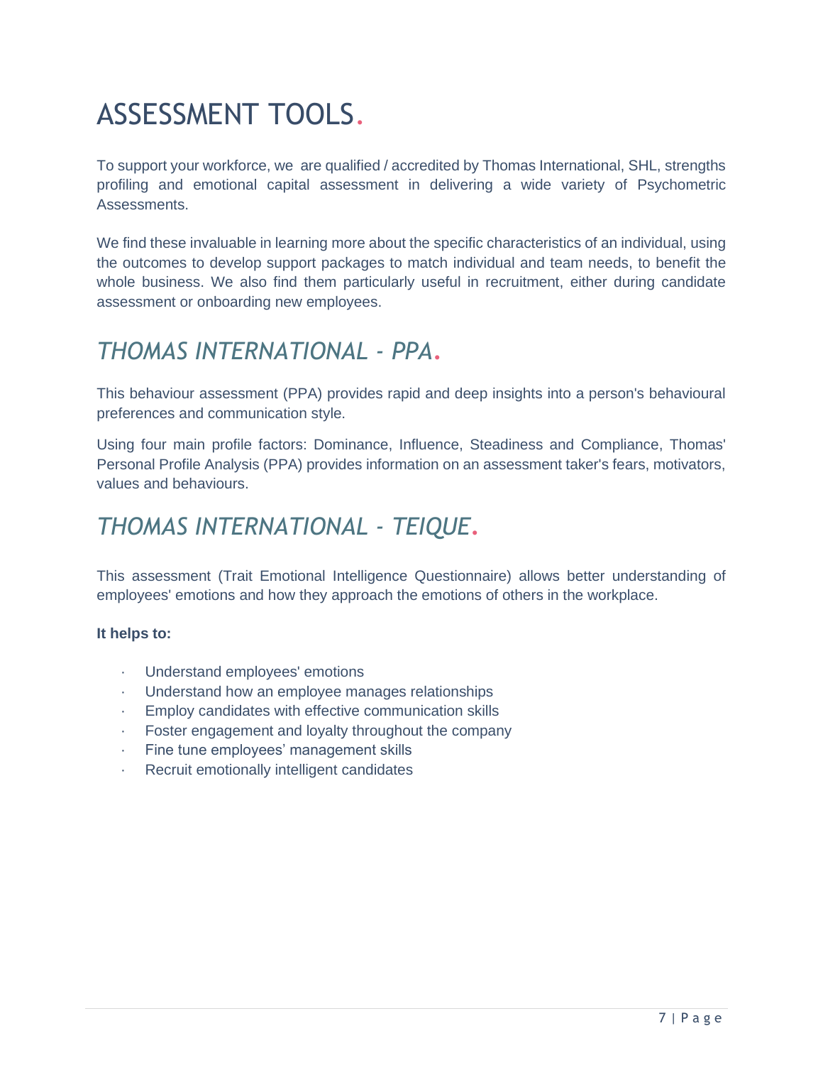# ASSESSMENT TOOLS.

To support your workforce, we  are qualified / accredited by Thomas International, SHL, strengths profiling and emotional capital assessment in delivering a wide variety of Psychometric Assessments.

We find these invaluable in learning more about the specific characteristics of an individual, using the outcomes to develop support packages to match individual and team needs, to benefit the whole business. We also find them particularly useful in recruitment, either during candidate assessment or onboarding new employees.

## *THOMAS INTERNATIONAL - PPA.*

This behaviour assessment (PPA) provides rapid and deep insights into a person's behavioural preferences and communication style.

Using four main profile factors: Dominance, Influence, Steadiness and Compliance, Thomas' Personal Profile Analysis (PPA) provides information on an assessment taker's fears, motivators, values and behaviours.

## *THOMAS INTERNATIONAL - TEIQUE.*

This assessment (Trait Emotional Intelligence Questionnaire) allows better understanding of employees' emotions and how they approach the emotions of others in the workplace.

**It helps to:**

- Understand employees' emotions
- Understand how an employee manages relationships
- Employ candidates with effective communication skills
- Foster engagement and loyalty throughout the company
- Fine tune employees' management skills
- Recruit emotionally intelligent candidates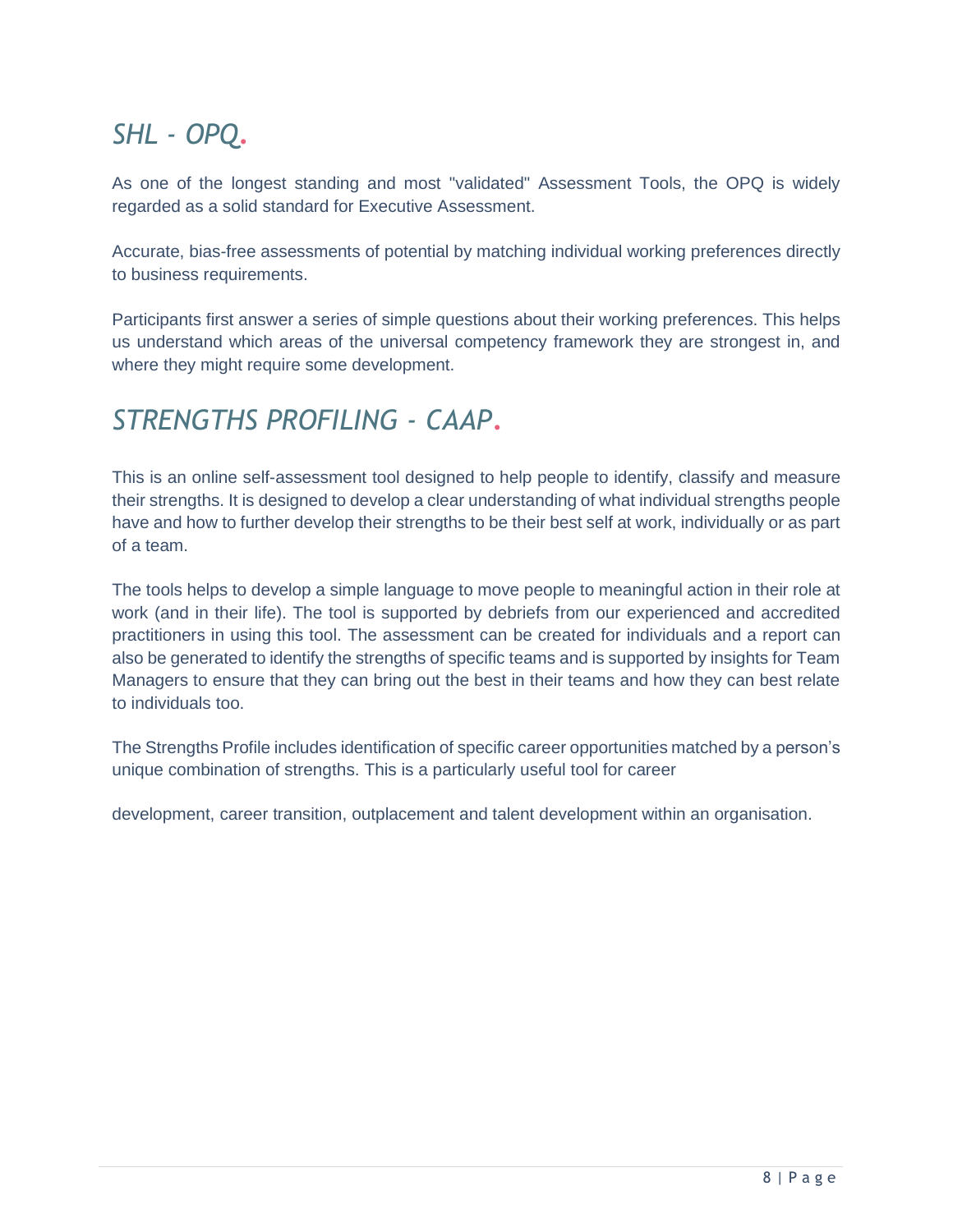## *SHL - OPQ.*

As one of the longest standing and most "validated" Assessment Tools, the OPQ is widely regarded as a solid standard for Executive Assessment.

Accurate, bias-free assessments of potential by matching individual working preferences directly to business requirements.

Participants first answer a series of simple questions about their working preferences. This helps us understand which areas of the universal competency framework they are strongest in, and where they might require some development.

## *STRENGTHS PROFILING - CAAP.*

This is an online self-assessment tool designed to help people to identify, classify and measure their strengths. It is designed to develop a clear understanding of what individual strengths people have and how to further develop their strengths to be their best self at work, individually or as part of a team.

The tools helps to develop a simple language to move people to meaningful action in their role at work (and in their life). The tool is supported by debriefs from our experienced and accredited practitioners in using this tool. The assessment can be created for individuals and a report can also be generated to identify the strengths of specific teams and is supported by insights for Team Managers to ensure that they can bring out the best in their teams and how they can best relate to individuals too.

The Strengths Profile includes identification of specific career opportunities matched by a person's unique combination of strengths. This is a particularly useful tool for career

development, career transition, outplacement and talent development within an organisation.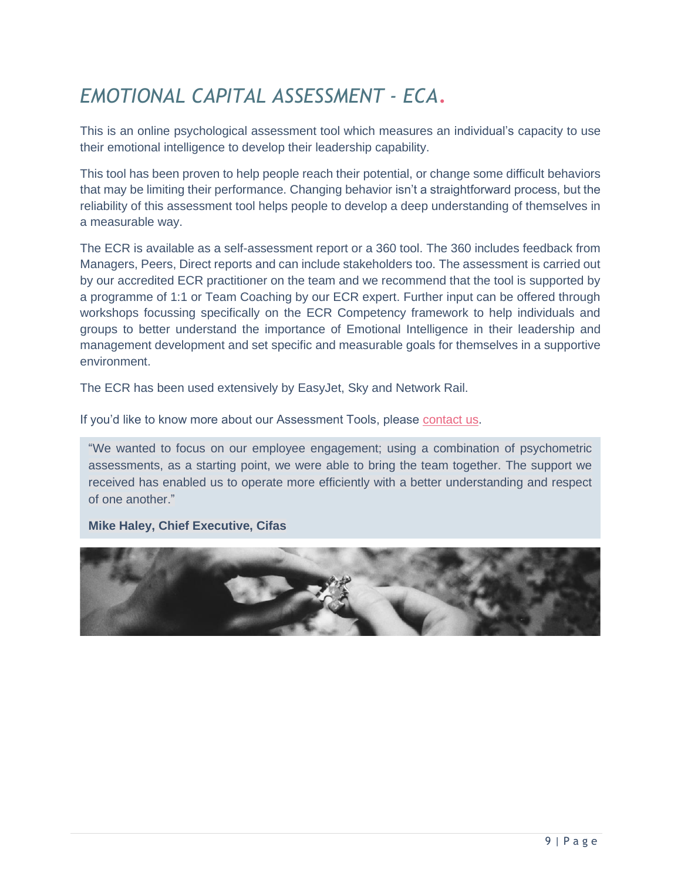# *EMOTIONAL CAPITAL ASSESSMENT - ECA.*

This is an online psychological assessment tool which measures an individual's capacity to use their emotional intelligence to develop their leadership capability.

This tool has been proven to help people reach their potential, or change some difficult behaviors that may be limiting their performance. Changing behavior isn't a straightforward process, but the reliability of this assessment tool helps people to develop a deep understanding of themselves in a measurable way.

The ECR is available as a self-assessment report or a 360 tool. The 360 includes feedback from Managers, Peers, Direct reports and can include stakeholders too. The assessment is carried out by our accredited ECR practitioner on the team and we recommend that the tool is supported by a programme of 1:1 or Team Coaching by our ECR expert. Further input can be offered through workshops focussing specifically on the ECR Competency framework to help individuals and groups to better understand the importance of Emotional Intelligence in their leadership and management development and set specific and measurable goals for themselves in a supportive environment.

The ECR has been used extensively by EasyJet, Sky and Network Rail.

If you'd like to know more about our Assessment Tools, please contact us.

> "We wanted to focus on our employee engagement; using a combination of psychometric assessments, as a starting point, we were able to bring the team together. The support we received has enabled us to operate more efficiently with a better understanding and respect of one another."
>
> **Mike Haley, Chief Executive, Cifas**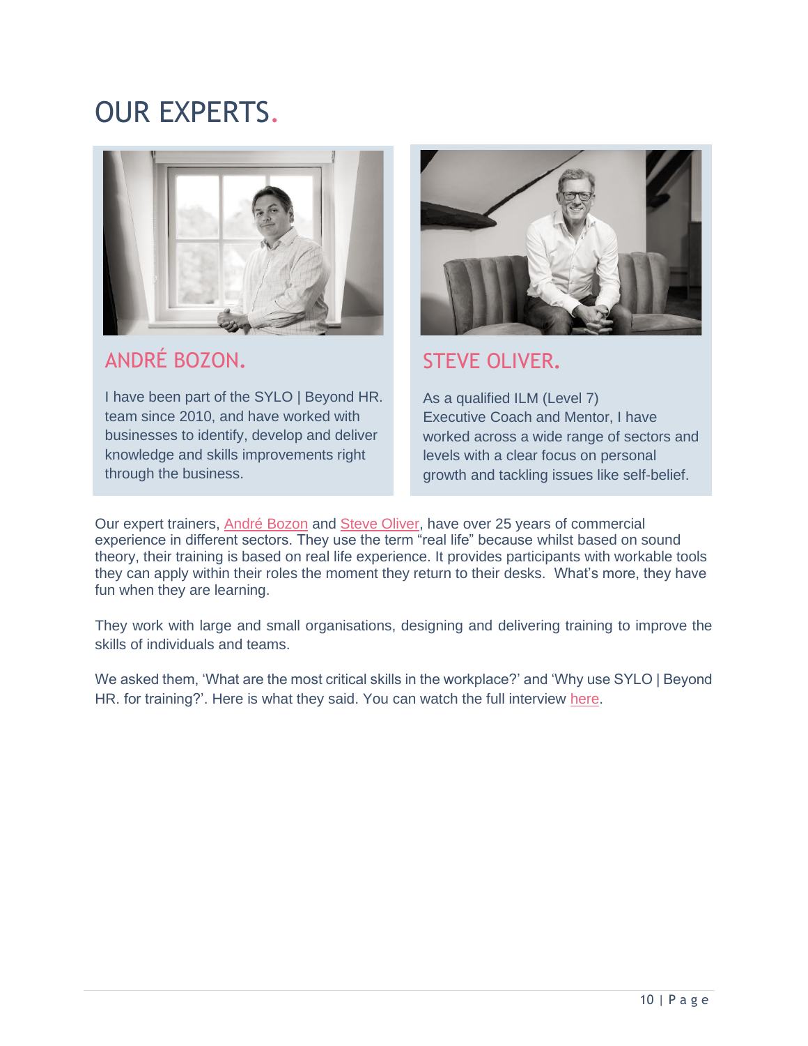# OUR EXPERTS.

## ANDRÉ BOZON.

I have been part of the SYLO | Beyond HR. team since 2010, and have worked with businesses to identify, develop and deliver knowledge and skills improvements right through the business.

## STEVE OLIVER.

As a qualified ILM (Level 7) Executive Coach and Mentor, I have worked across a wide range of sectors and levels with a clear focus on personal growth and tackling issues like self-belief.

Our expert trainers, André Bozon and Steve Oliver, have over 25 years of commercial experience in different sectors. They use the term "real life" because whilst based on sound theory, their training is based on real life experience. It provides participants with workable tools they can apply within their roles the moment they return to their desks. What's more, they have fun when they are learning.

They work with large and small organisations, designing and delivering training to improve the skills of individuals and teams.

We asked them, 'What are the most critical skills in the workplace?' and 'Why use SYLO | Beyond HR. for training?'. Here is what they said. You can watch the full interview here.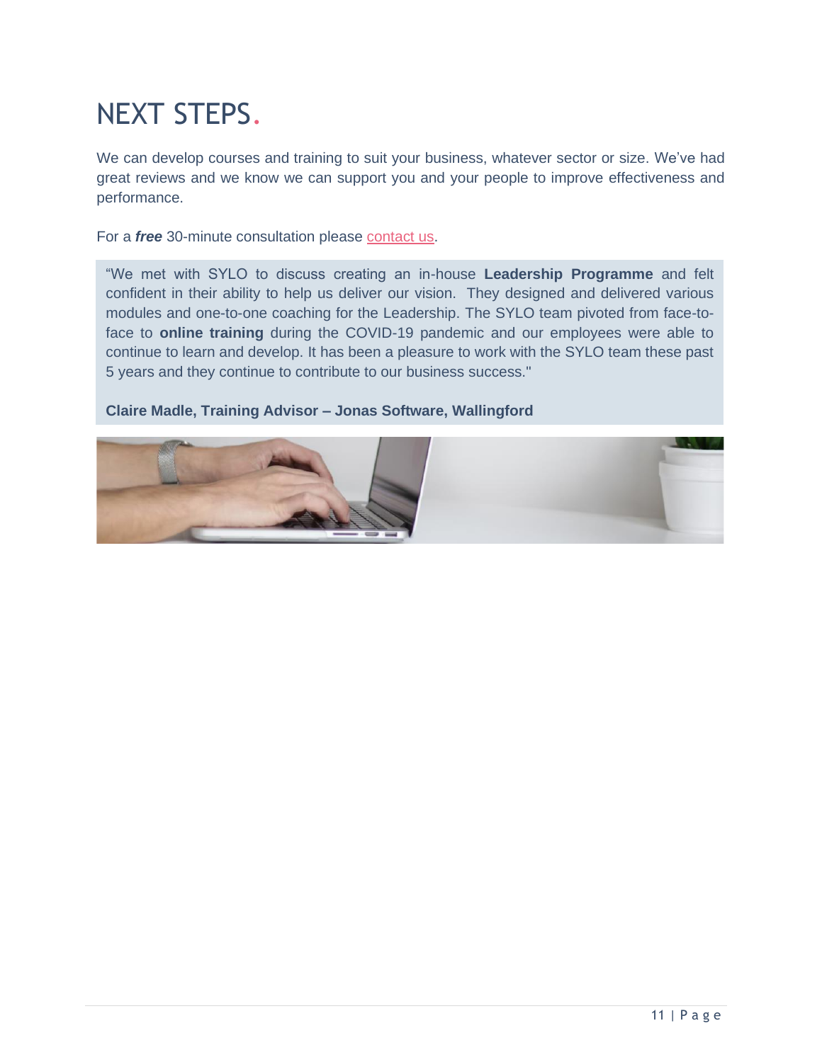# NEXT STEPS.

We can develop courses and training to suit your business, whatever sector or size. We've had great reviews and we know we can support you and your people to improve effectiveness and performance.

For a ***free*** 30-minute consultation please contact us.

> "We met with SYLO to discuss creating an in-house **Leadership Programme** and felt confident in their ability to help us deliver our vision. They designed and delivered various modules and one-to-one coaching for the Leadership. The SYLO team pivoted from face-to-face to **online training** during the COVID-19 pandemic and our employees were able to continue to learn and develop. It has been a pleasure to work with the SYLO team these past 5 years and they continue to contribute to our business success."
>
> **Claire Madle, Training Advisor – Jonas Software, Wallingford**